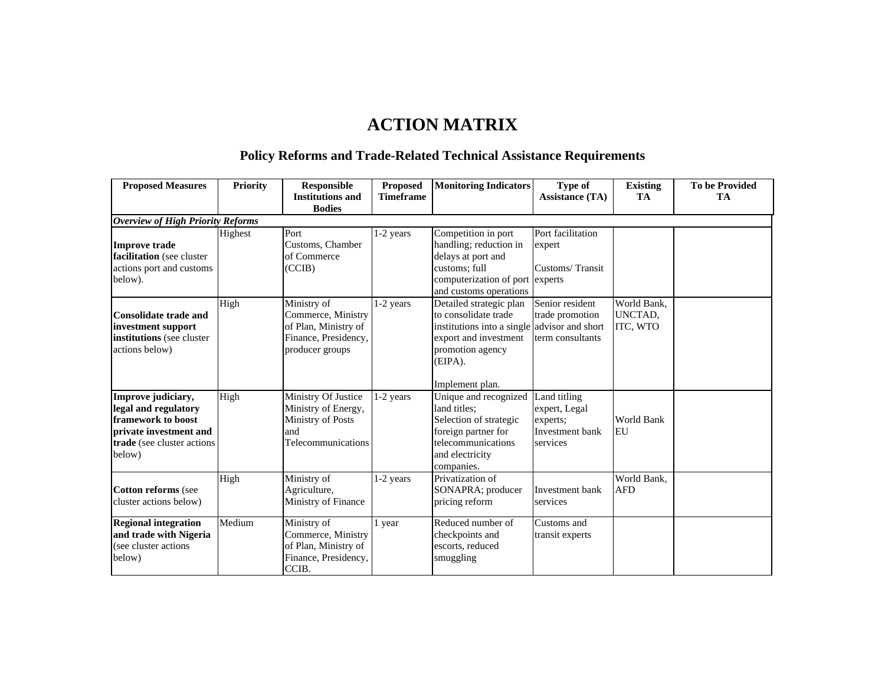# ACTION MATRIX

## Policy Reforms and Trade-Related Technical Assistance Requirements

| Proposed Measures | Priority | Responsible Institutions and Bodies | Proposed Timeframe | Monitoring Indicators | Type of Assistance (TA) | Existing TA | To be Provided TA |
|---|---|---|---|---|---|---|---|
| ***Overview of High Priority Reforms*** | | | | | | | |
| **Improve trade facilitation** (see cluster actions port and customs below). | Highest | Port Customs, Chamber of Commerce (CCIB) | 1-2 years | Competition in port handling; reduction in delays at port and customs; full computerization of port and customs operations | Port facilitation expert<br><br>Customs/ Transit experts | | |
| **Consolidate trade and investment support institutions** (see cluster actions below) | High | Ministry of Commerce, Ministry of Plan, Ministry of Finance, Presidency, producer groups | 1-2 years | Detailed strategic plan to consolidate trade institutions into a single export and investment promotion agency (EIPA).<br><br>Implement plan. | Senior resident trade promotion advisor and short term consultants | World Bank, UNCTAD, ITC, WTO | |
| **Improve judiciary, legal and regulatory framework to boost private investment and trade** (see cluster actions below) | High | Ministry Of Justice Ministry of Energy, Ministry of Posts and Telecommunications | 1-2 years | Unique and recognized land titles;<br>Selection of strategic foreign partner for telecommunications and electricity companies. | Land titling expert, Legal experts;<br>Investment bank services | World Bank EU | |
| **Cotton reforms** (see cluster actions below) | High | Ministry of Agriculture, Ministry of Finance | 1-2 years | Privatization of SONAPRA; producer pricing reform | Investment bank services | World Bank, AFD | |
| **Regional integration and trade with Nigeria** (see cluster actions below) | Medium | Ministry of Commerce, Ministry of Plan, Ministry of Finance, Presidency, CCIB. | 1 year | Reduced number of checkpoints and escorts, reduced smuggling | Customs and transit experts | | |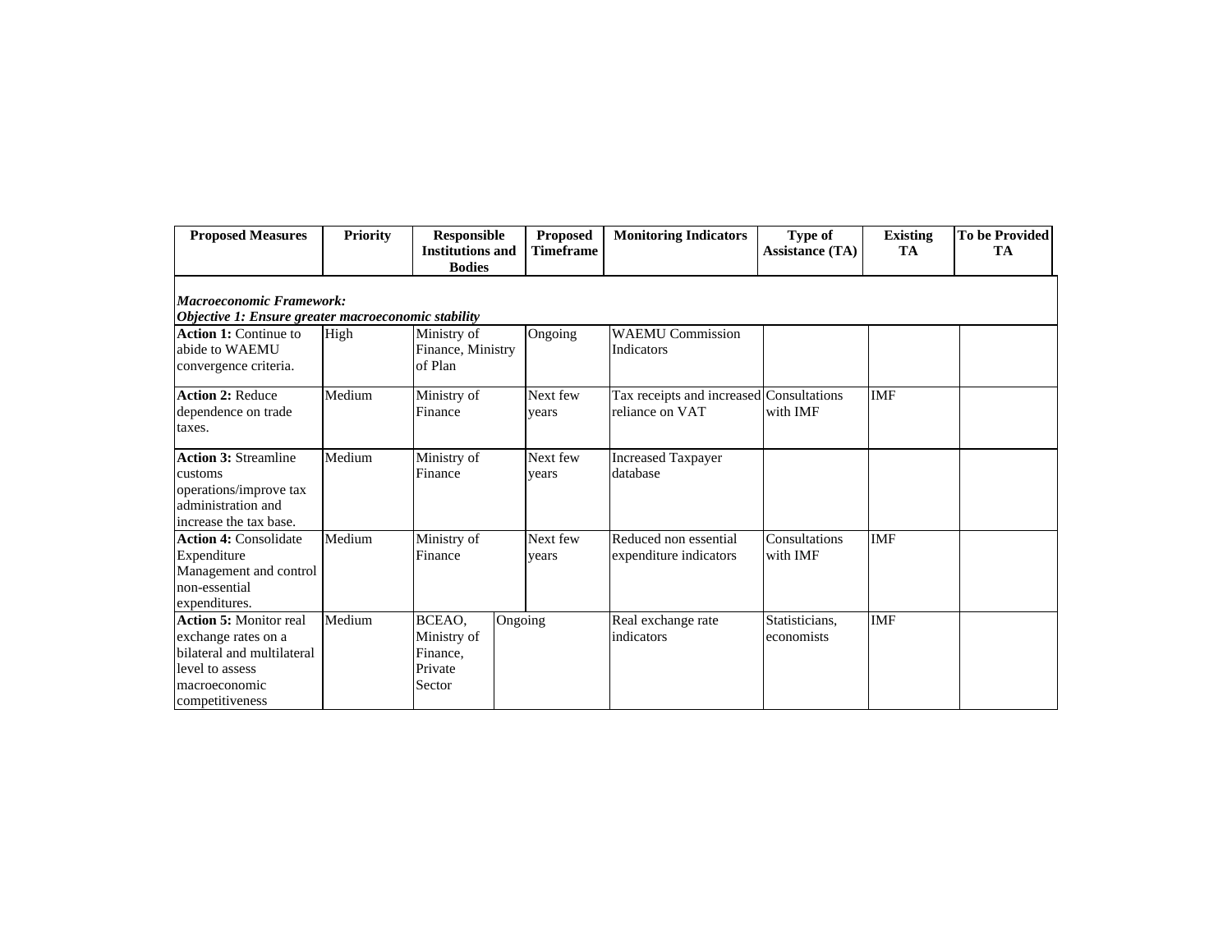| Proposed Measures | Priority | Responsible Institutions and Bodies | Proposed Timeframe | Monitoring Indicators | Type of Assistance (TA) | Existing TA | To be Provided TA |
|---|---|---|---|---|---|---|---|
| ***Macroeconomic Framework:*** ***Objective 1: Ensure greater macroeconomic stability*** | | | | | | | |
| **Action 1:** Continue to abide to WAEMU convergence criteria. | High | Ministry of Finance, Ministry of Plan | Ongoing | WAEMU Commission Indicators | | | |
| **Action 2:** Reduce dependence on trade taxes. | Medium | Ministry of Finance | Next few years | Tax receipts and increased reliance on VAT | Consultations with IMF | IMF | |
| **Action 3:** Streamline customs operations/improve tax administration and increase the tax base. | Medium | Ministry of Finance | Next few years | Increased Taxpayer database | | | |
| **Action 4:** Consolidate Expenditure Management and control non-essential expenditures. | Medium | Ministry of Finance | Next few years | Reduced non essential expenditure indicators | Consultations with IMF | IMF | |
| **Action 5:** Monitor real exchange rates on a bilateral and multilateral level to assess macroeconomic competitiveness | Medium | BCEAO, Ministry of Finance, Private Sector | Ongoing | Real exchange rate indicators | Statisticians, economists | IMF | |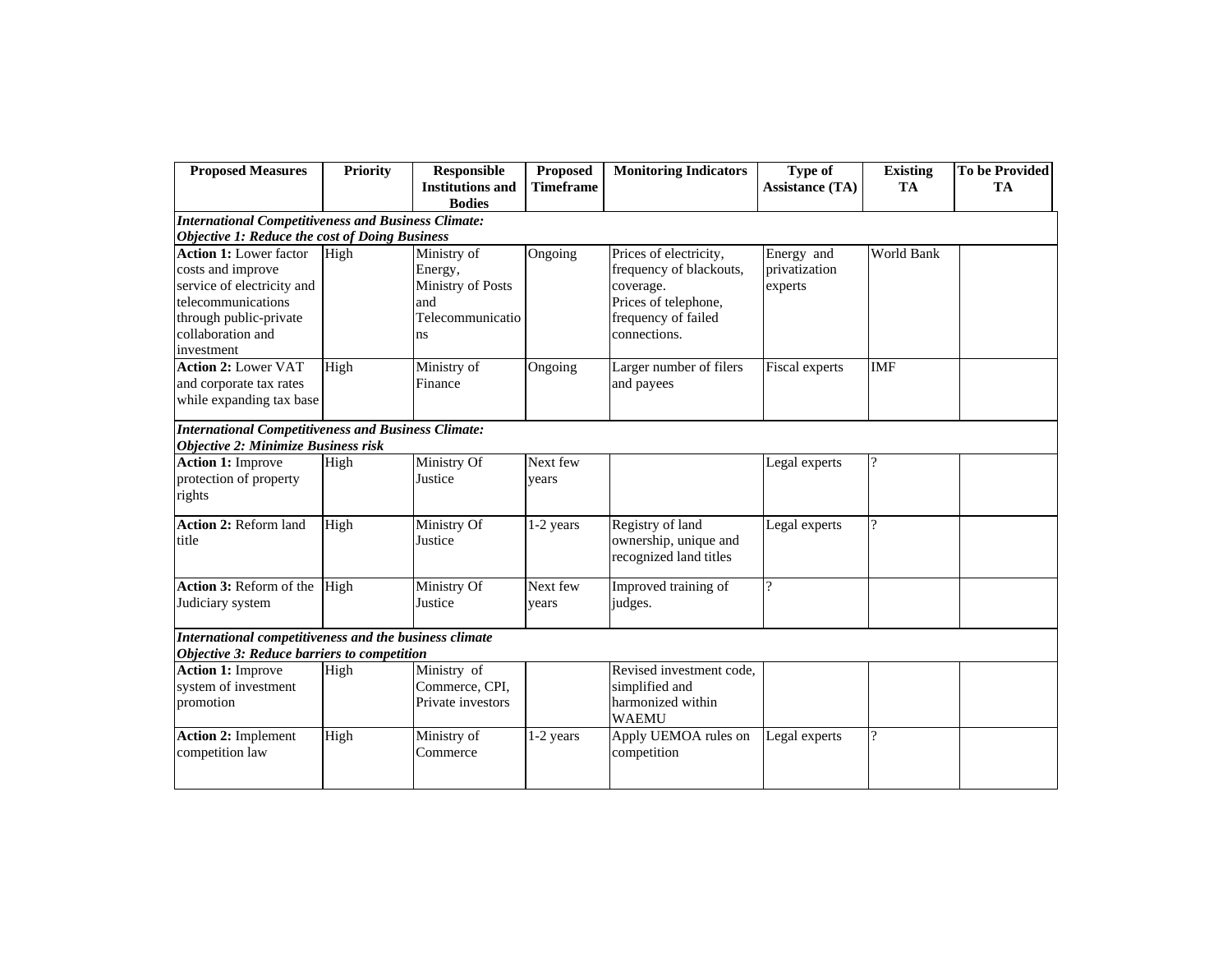| Proposed Measures | Priority | Responsible Institutions and Bodies | Proposed Timeframe | Monitoring Indicators | Type of Assistance (TA) | Existing TA | To be Provided TA |
|---|---|---|---|---|---|---|---|
| ***International Competitiveness and Business Climate: Objective 1: Reduce the cost of Doing Business*** | | | | | | | |
| **Action 1:** Lower factor costs and improve service of electricity and telecommunications through public-private collaboration and investment | High | Ministry of Energy, Ministry of Posts and Telecommunications | Ongoing | Prices of electricity, frequency of blackouts, coverage. Prices of telephone, frequency of failed connections. | Energy and privatization experts | World Bank | |
| **Action 2:** Lower VAT and corporate tax rates while expanding tax base | High | Ministry of Finance | Ongoing | Larger number of filers and payees | Fiscal experts | IMF | |
| ***International Competitiveness and Business Climate: Objective 2: Minimize Business risk*** | | | | | | | |
| **Action 1:** Improve protection of property rights | High | Ministry Of Justice | Next few years | | Legal experts | ? | |
| **Action 2:** Reform land title | High | Ministry Of Justice | 1-2 years | Registry of land ownership, unique and recognized land titles | Legal experts | ? | |
| **Action 3:** Reform of the Judiciary system | High | Ministry Of Justice | Next few years | Improved training of judges. | ? | | |
| ***International competitiveness and the business climate Objective 3: Reduce barriers to competition*** | | | | | | | |
| **Action 1:** Improve system of investment promotion | High | Ministry of Commerce, CPI, Private investors | | Revised investment code, simplified and harmonized within WAEMU | | | |
| **Action 2:** Implement competition law | High | Ministry of Commerce | 1-2 years | Apply UEMOA rules on competition | Legal experts | ? | |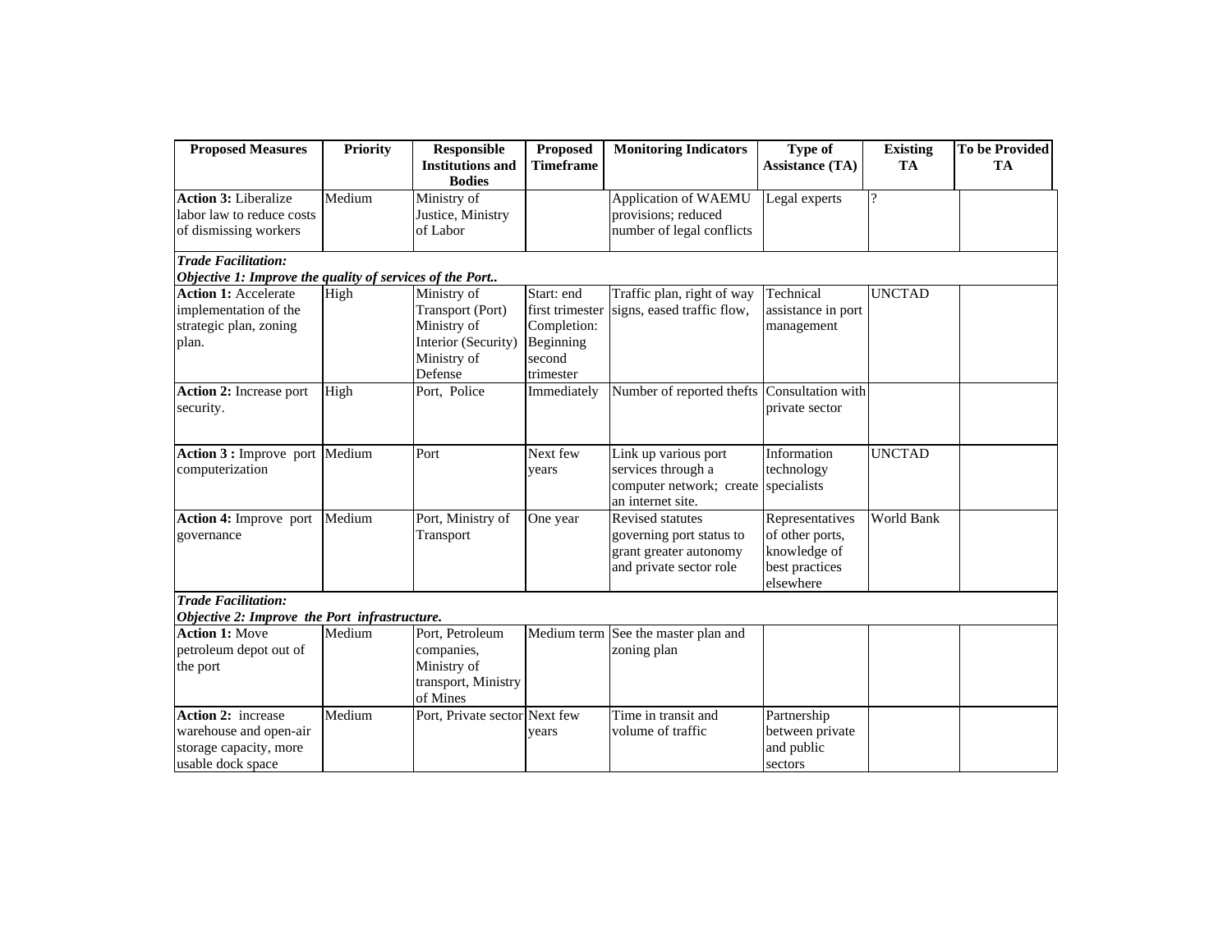| Proposed Measures | Priority | Responsible Institutions and Bodies | Proposed Timeframe | Monitoring Indicators | Type of Assistance (TA) | Existing TA | To be Provided TA |
|---|---|---|---|---|---|---|---|
| **Action 3:** Liberalize labor law to reduce costs of dismissing workers | Medium | Ministry of Justice, Ministry of Labor | | Application of WAEMU provisions; reduced number of legal conflicts | Legal experts | ? | |
| ***Trade Facilitation:*** ***Objective 1: Improve the quality of services of the Port..*** | | | | | | | |
| **Action 1:** Accelerate implementation of the strategic plan, zoning plan. | High | Ministry of Transport (Port) Ministry of Interior (Security) Ministry of Defense | Start: end first trimester Completion: Beginning second trimester | Traffic plan, right of way signs, eased traffic flow, | Technical assistance in port management | UNCTAD | |
| **Action 2:** Increase port security. | High | Port, Police | Immediately | Number of reported thefts | Consultation with private sector | | |
| **Action 3 :** Improve port computerization | Medium | Port | Next few years | Link up various port services through a computer network; create an internet site. | Information technology specialists | UNCTAD | |
| **Action 4:** Improve port governance | Medium | Port, Ministry of Transport | One year | Revised statutes governing port status to grant greater autonomy and private sector role | Representatives of other ports, knowledge of best practices elsewhere | World Bank | |
| ***Trade Facilitation:*** ***Objective 2: Improve the Port infrastructure.*** | | | | | | | |
| **Action 1:** Move petroleum depot out of the port | Medium | Port, Petroleum companies, Ministry of transport, Ministry of Mines | Medium term | See the master plan and zoning plan | | | |
| **Action 2:** increase warehouse and open-air storage capacity, more usable dock space | Medium | Port, Private sector | Next few years | Time in transit and volume of traffic | Partnership between private and public sectors | | |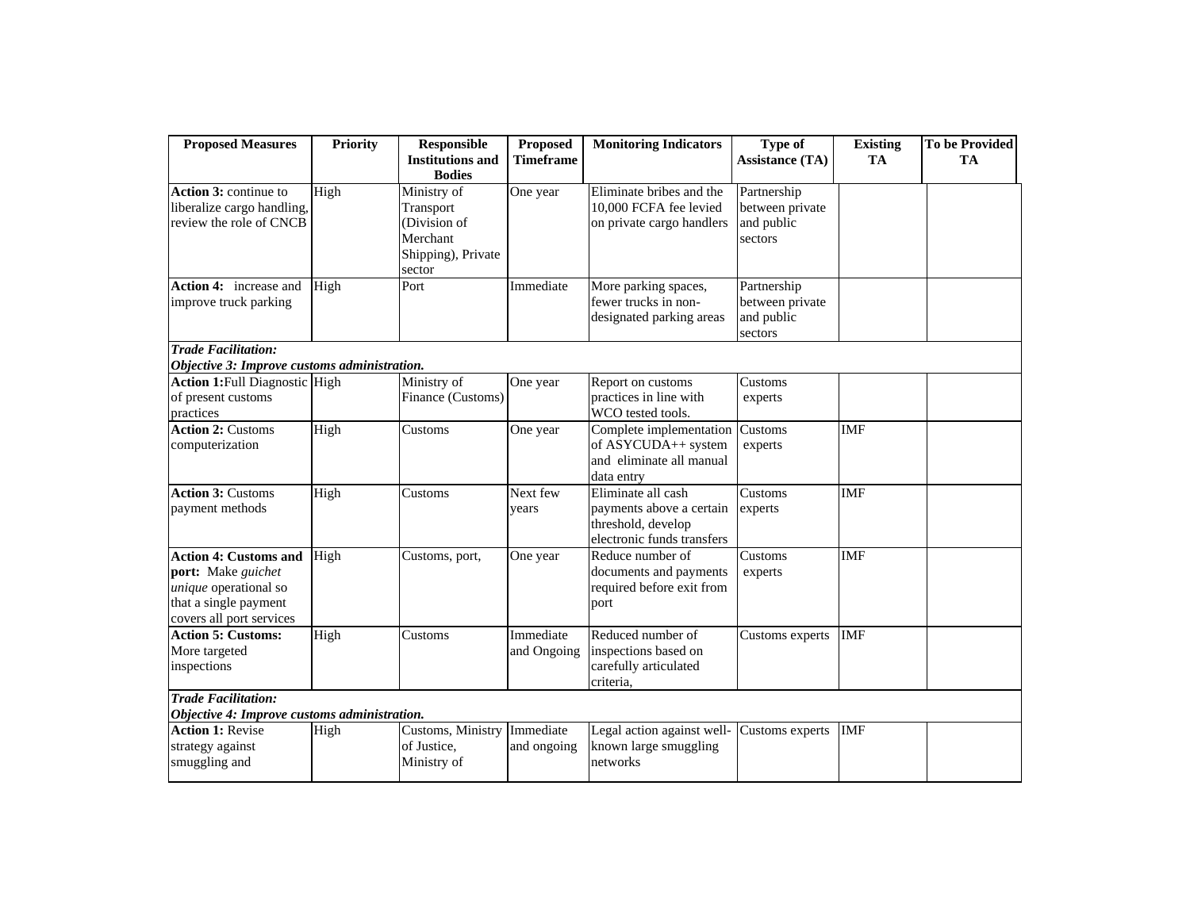| Proposed Measures | Priority | Responsible Institutions and Bodies | Proposed Timeframe | Monitoring Indicators | Type of Assistance (TA) | Existing TA | To be Provided TA |
|---|---|---|---|---|---|---|---|
| **Action 3:** continue to liberalize cargo handling, review the role of CNCB | High | Ministry of Transport (Division of Merchant Shipping), Private sector | One year | Eliminate bribes and the 10,000 FCFA fee levied on private cargo handlers | Partnership between private and public sectors | | |
| **Action 4:** increase and improve truck parking | High | Port | Immediate | More parking spaces, fewer trucks in non-designated parking areas | Partnership between private and public sectors | | |
| ***Trade Facilitation: Objective 3: Improve customs administration.*** | | | | | | | |
| **Action 1:** Full Diagnostic of present customs practices | High | Ministry of Finance (Customs) | One year | Report on customs practices in line with WCO tested tools. | Customs experts | | |
| **Action 2:** Customs computerization | High | Customs | One year | Complete implementation of ASYCUDA++ system and eliminate all manual data entry | Customs experts | IMF | |
| **Action 3:** Customs payment methods | High | Customs | Next few years | Eliminate all cash payments above a certain threshold, develop electronic funds transfers | Customs experts | IMF | |
| **Action 4: Customs and port:** Make *guichet unique* operational so that a single payment covers all port services | High | Customs, port, | One year | Reduce number of documents and payments required before exit from port | Customs experts | IMF | |
| **Action 5: Customs:** More targeted inspections | High | Customs | Immediate and Ongoing | Reduced number of inspections based on carefully articulated criteria, | Customs experts | IMF | |
| ***Trade Facilitation: Objective 4: Improve customs administration.*** | | | | | | | |
| **Action 1:** Revise strategy against smuggling and | High | Customs, Ministry of Justice, Ministry of | Immediate and ongoing | Legal action against well-known large smuggling networks | Customs experts | IMF | |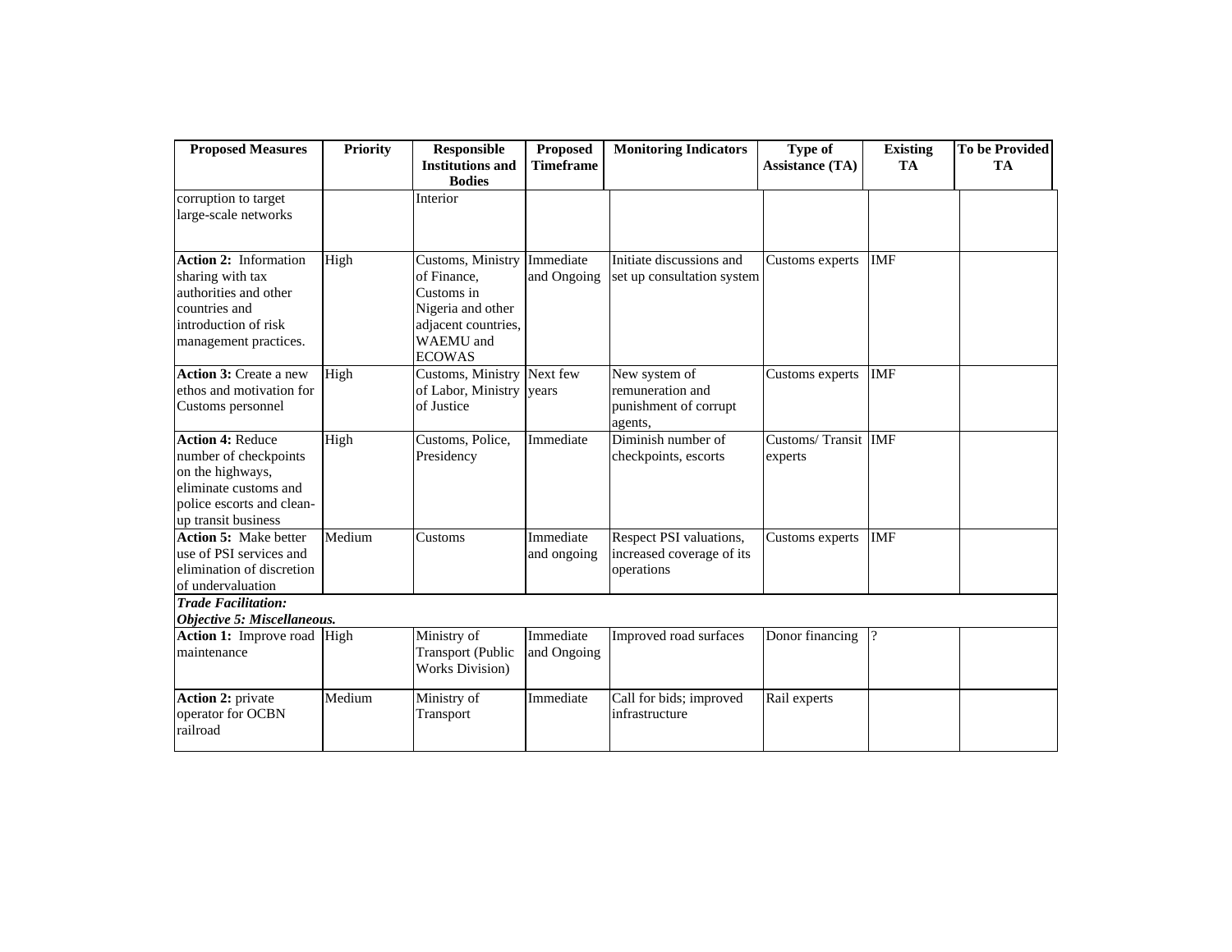| Proposed Measures | Priority | Responsible Institutions and Bodies | Proposed Timeframe | Monitoring Indicators | Type of Assistance (TA) | Existing TA | To be Provided TA |
|---|---|---|---|---|---|---|---|
| corruption to target large-scale networks | | Interior | | | | | |
| **Action 2:** Information sharing with tax authorities and other countries and introduction of risk management practices. | High | Customs, Ministry of Finance, Customs in Nigeria and other adjacent countries, WAEMU and ECOWAS | Immediate and Ongoing | Initiate discussions and set up consultation system | Customs experts | IMF | |
| **Action 3:** Create a new ethos and motivation for Customs personnel | High | Customs, Ministry of Labor, Ministry of Justice | Next few years | New system of remuneration and punishment of corrupt agents, | Customs experts | IMF | |
| **Action 4:** Reduce number of checkpoints on the highways, eliminate customs and police escorts and clean-up transit business | High | Customs, Police, Presidency | Immediate | Diminish number of checkpoints, escorts | Customs/ Transit experts | IMF | |
| **Action 5:** Make better use of PSI services and elimination of discretion of undervaluation | Medium | Customs | Immediate and ongoing | Respect PSI valuations, increased coverage of its operations | Customs experts | IMF | |
| ***Trade Facilitation: Objective 5: Miscellaneous.*** | | | | | | | |
| **Action 1:** Improve road maintenance | High | Ministry of Transport (Public Works Division) | Immediate and Ongoing | Improved road surfaces | Donor financing | ? | |
| **Action 2:** private operator for OCBN railroad | Medium | Ministry of Transport | Immediate | Call for bids; improved infrastructure | Rail experts | | |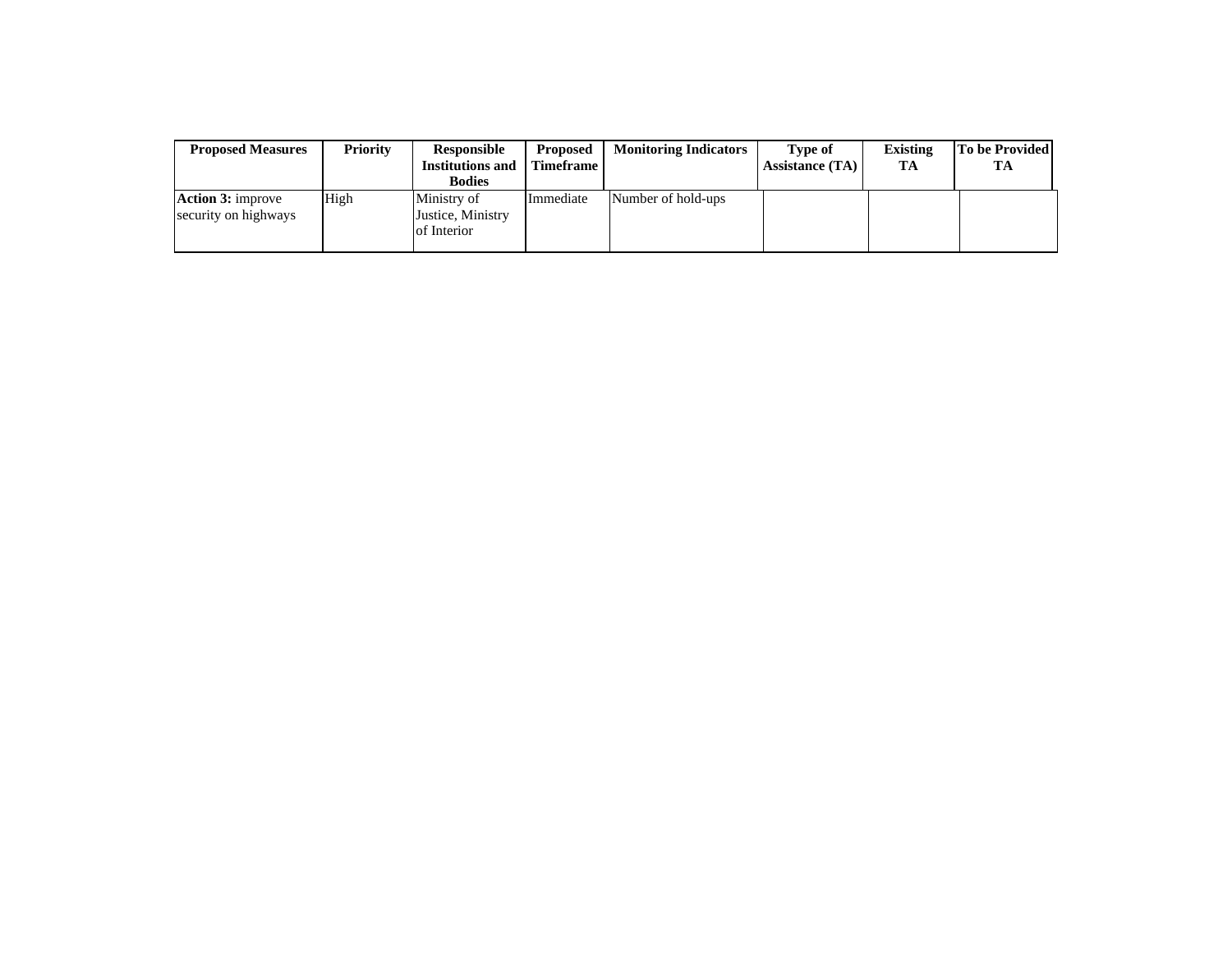| Proposed Measures | Priority | Responsible Institutions and Bodies | Proposed Timeframe | Monitoring Indicators | Type of Assistance (TA) | Existing TA | To be Provided TA |
|---|---|---|---|---|---|---|---|
| **Action 3:** improve security on highways | High | Ministry of Justice, Ministry of Interior | Immediate | Number of hold-ups | | | |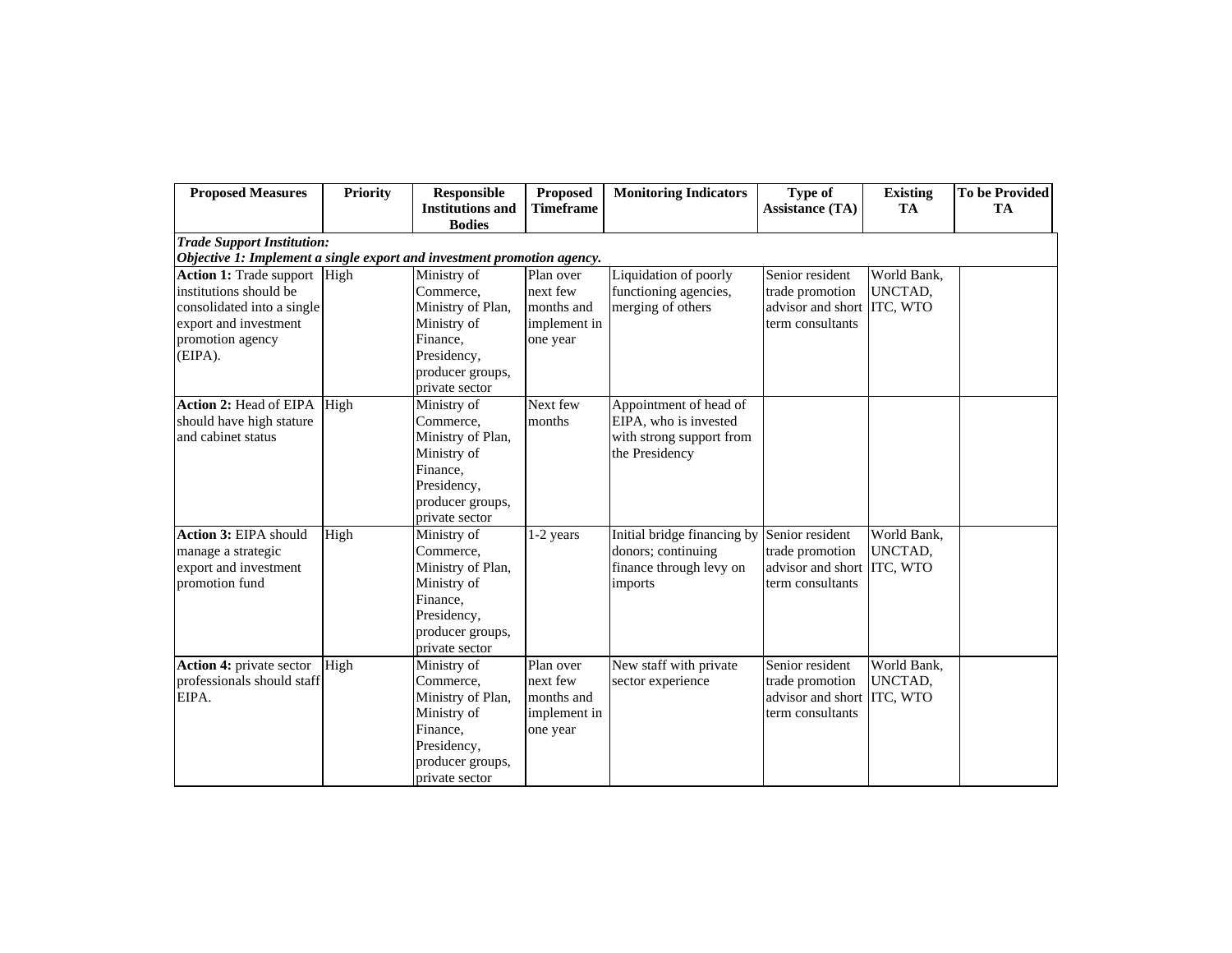| Proposed Measures | Priority | Responsible Institutions and Bodies | Proposed Timeframe | Monitoring Indicators | Type of Assistance (TA) | Existing TA | To be Provided TA |
|---|---|---|---|---|---|---|---|
| ***Trade Support Institution:*** ***Objective 1: Implement a single export and investment promotion agency.*** | | | | | | | |
| **Action 1:** Trade support institutions should be consolidated into a single export and investment promotion agency (EIPA). | High | Ministry of Commerce, Ministry of Plan, Ministry of Finance, Presidency, producer groups, private sector | Plan over next few months and implement in one year | Liquidation of poorly functioning agencies, merging of others | Senior resident trade promotion advisor and short term consultants | World Bank, UNCTAD, ITC, WTO | |
| **Action 2:** Head of EIPA should have high stature and cabinet status | High | Ministry of Commerce, Ministry of Plan, Ministry of Finance, Presidency, producer groups, private sector | Next few months | Appointment of head of EIPA, who is invested with strong support from the Presidency | | | |
| **Action 3:** EIPA should manage a strategic export and investment promotion fund | High | Ministry of Commerce, Ministry of Plan, Ministry of Finance, Presidency, producer groups, private sector | 1-2 years | Initial bridge financing by donors; continuing finance through levy on imports | Senior resident trade promotion advisor and short term consultants | World Bank, UNCTAD, ITC, WTO | |
| **Action 4:** private sector professionals should staff EIPA. | High | Ministry of Commerce, Ministry of Plan, Ministry of Finance, Presidency, producer groups, private sector | Plan over next few months and implement in one year | New staff with private sector experience | Senior resident trade promotion advisor and short term consultants | World Bank, UNCTAD, ITC, WTO | |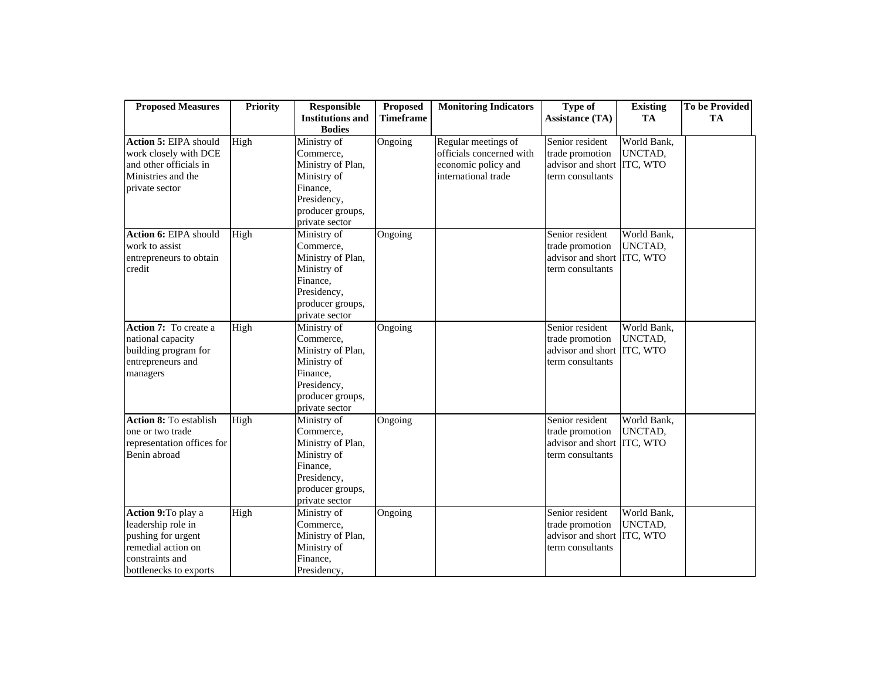| Proposed Measures | Priority | Responsible Institutions and Bodies | Proposed Timeframe | Monitoring Indicators | Type of Assistance (TA) | Existing TA | To be Provided TA |
|---|---|---|---|---|---|---|---|
| **Action 5:** EIPA should work closely with DCE and other officials in Ministries and the private sector | High | Ministry of Commerce, Ministry of Plan, Ministry of Finance, Presidency, producer groups, private sector | Ongoing | Regular meetings of officials concerned with economic policy and international trade | Senior resident trade promotion advisor and short term consultants | World Bank, UNCTAD, ITC, WTO | |
| **Action 6:** EIPA should work to assist entrepreneurs to obtain credit | High | Ministry of Commerce, Ministry of Plan, Ministry of Finance, Presidency, producer groups, private sector | Ongoing | | Senior resident trade promotion advisor and short term consultants | World Bank, UNCTAD, ITC, WTO | |
| **Action 7:** To create a national capacity building program for entrepreneurs and managers | High | Ministry of Commerce, Ministry of Plan, Ministry of Finance, Presidency, producer groups, private sector | Ongoing | | Senior resident trade promotion advisor and short term consultants | World Bank, UNCTAD, ITC, WTO | |
| **Action 8:** To establish one or two trade representation offices for Benin abroad | High | Ministry of Commerce, Ministry of Plan, Ministry of Finance, Presidency, producer groups, private sector | Ongoing | | Senior resident trade promotion advisor and short term consultants | World Bank, UNCTAD, ITC, WTO | |
| **Action 9:** To play a leadership role in pushing for urgent remedial action on constraints and bottlenecks to exports | High | Ministry of Commerce, Ministry of Plan, Ministry of Finance, Presidency, | Ongoing | | Senior resident trade promotion advisor and short term consultants | World Bank, UNCTAD, ITC, WTO | |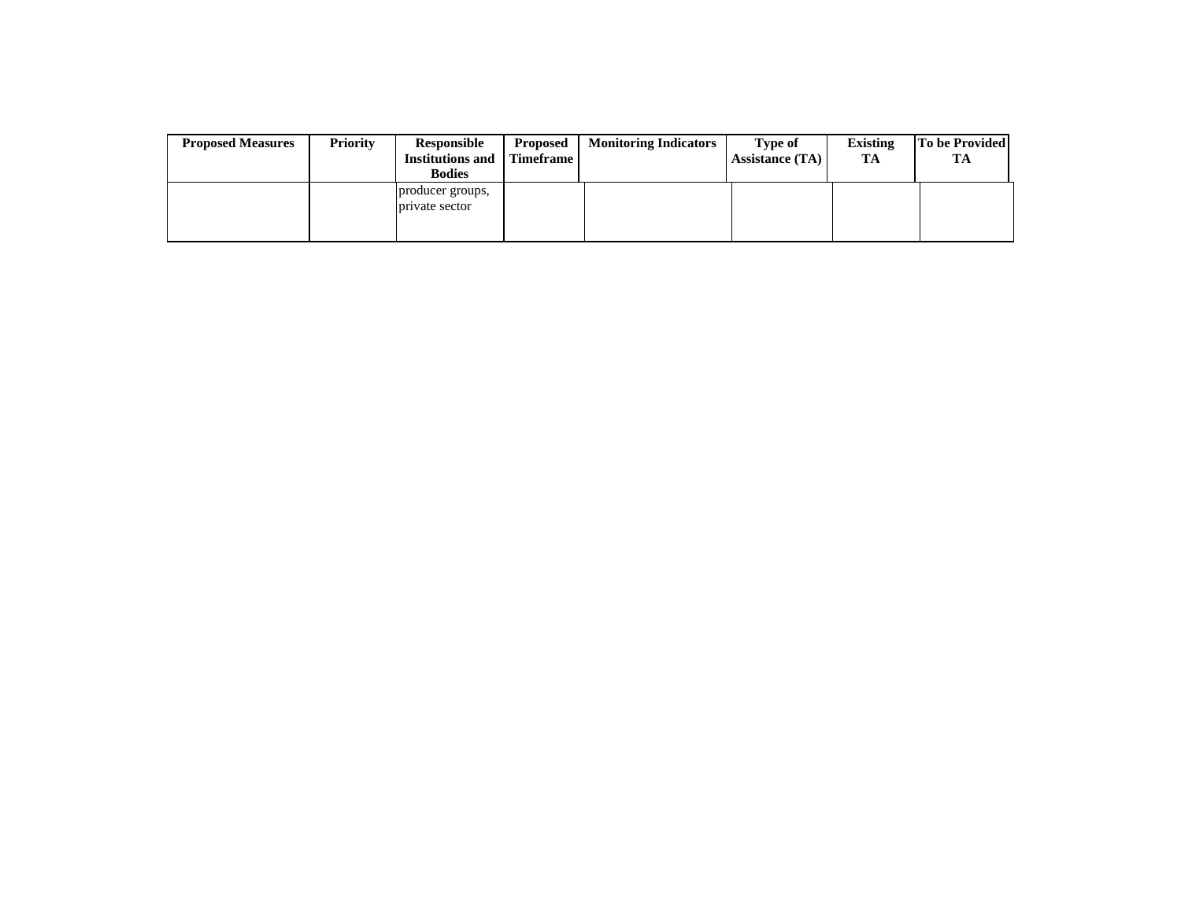| Proposed Measures | Priority | Responsible Institutions and Bodies | Proposed Timeframe | Monitoring Indicators | Type of Assistance (TA) | Existing TA | To be Provided TA |
| --- | --- | --- | --- | --- | --- | --- | --- |
| | | producer groups, private sector | | | | | |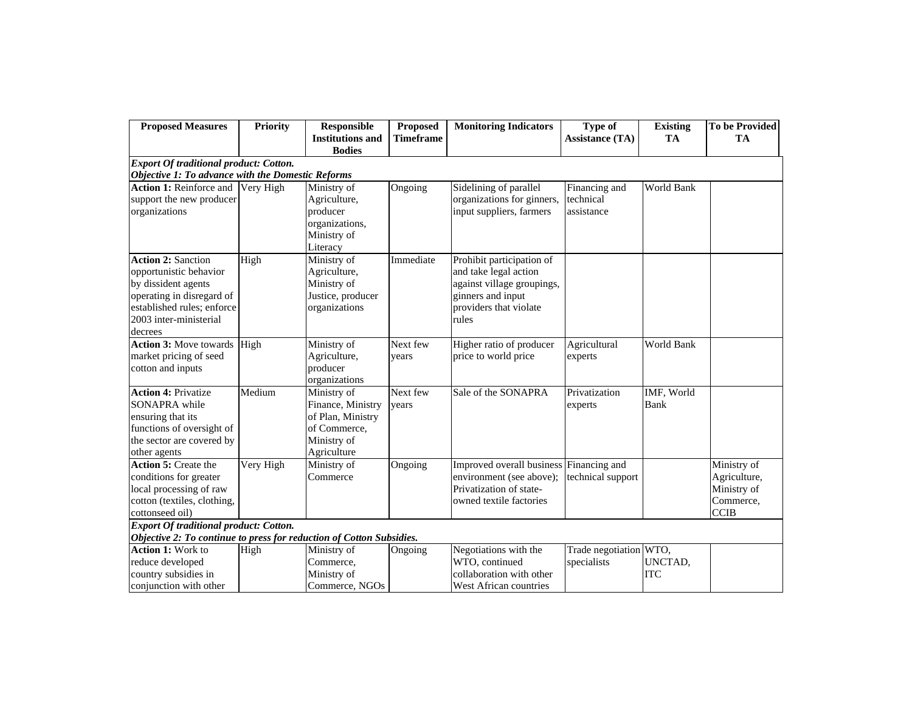| Proposed Measures | Priority | Responsible Institutions and Bodies | Proposed Timeframe | Monitoring Indicators | Type of Assistance (TA) | Existing TA | To be Provided TA |
|---|---|---|---|---|---|---|---|
| ***Export Of traditional product: Cotton.*** ***Objective 1: To advance with the Domestic Reforms*** | | | | | | | |
| **Action 1:** Reinforce and support the new producer organizations | Very High | Ministry of Agriculture, producer organizations, Ministry of Literacy | Ongoing | Sidelining of parallel organizations for ginners, input suppliers, farmers | Financing and technical assistance | World Bank | |
| **Action 2:** Sanction opportunistic behavior by dissident agents operating in disregard of established rules; enforce 2003 inter-ministerial decrees | High | Ministry of Agriculture, Ministry of Justice, producer organizations | Immediate | Prohibit participation of and take legal action against village groupings, ginners and input providers that violate rules | | | |
| **Action 3:** Move towards market pricing of seed cotton and inputs | High | Ministry of Agriculture, producer organizations | Next few years | Higher ratio of producer price to world price | Agricultural experts | World Bank | |
| **Action 4:** Privatize SONAPRA while ensuring that its functions of oversight of the sector are covered by other agents | Medium | Ministry of Finance, Ministry of Plan, Ministry of Commerce, Ministry of Agriculture | Next few years | Sale of the SONAPRA | Privatization experts | IMF, World Bank | |
| **Action 5:** Create the conditions for greater local processing of raw cotton (textiles, clothing, cottonseed oil) | Very High | Ministry of Commerce | Ongoing | Improved overall business environment (see above); Privatization of state-owned textile factories | Financing and technical support | | Ministry of Agriculture, Ministry of Commerce, CCIB |
| ***Export Of traditional product: Cotton.*** ***Objective 2: To continue to press for reduction of Cotton Subsidies.*** | | | | | | | |
| **Action 1:** Work to reduce developed country subsidies in conjunction with other | High | Ministry of Commerce, Ministry of Commerce, NGOs | Ongoing | Negotiations with the WTO, continued collaboration with other West African countries | Trade negotiation specialists | WTO, UNCTAD, ITC | |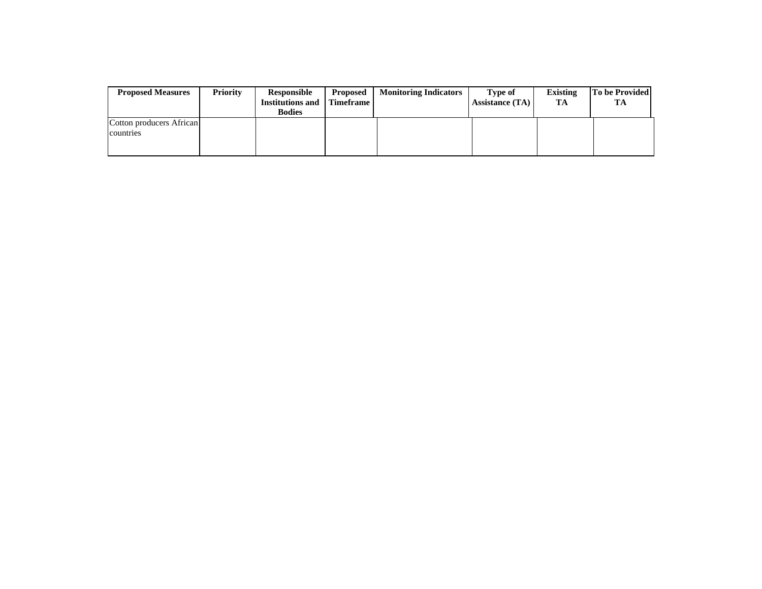| Proposed Measures | Priority | Responsible Institutions and Bodies | Proposed Timeframe | Monitoring Indicators | Type of Assistance (TA) | Existing TA | To be Provided TA |
|---|---|---|---|---|---|---|---|
| Cotton producers African countries | | | | | | | |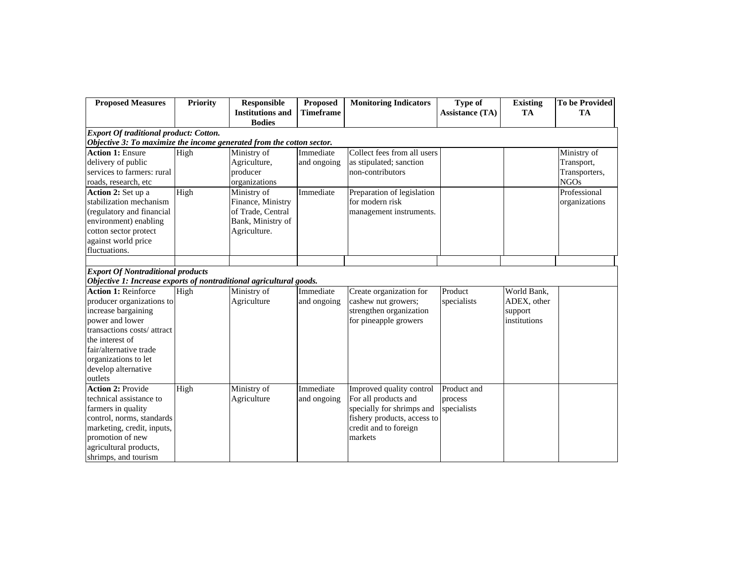| Proposed Measures | Priority | Responsible Institutions and Bodies | Proposed Timeframe | Monitoring Indicators | Type of Assistance (TA) | Existing TA | To be Provided TA |
|---|---|---|---|---|---|---|---|
| ***Export Of traditional product: Cotton.*** ***Objective 3: To maximize the income generated from the cotton sector.*** | | | | | | | |
| **Action 1:** Ensure delivery of public services to farmers: rural roads, research, etc | High | Ministry of Agriculture, producer organizations | Immediate and ongoing | Collect fees from all users as stipulated; sanction non-contributors | | | Ministry of Transport, Transporters, NGOs |
| **Action 2:** Set up a stabilization mechanism (regulatory and financial environment) enabling cotton sector protect against world price fluctuations. | High | Ministry of Finance, Ministry of Trade, Central Bank, Ministry of Agriculture. | Immediate | Preparation of legislation for modern risk management instruments. | | | Professional organizations |
| | | | | | | | |
| ***Export Of Nontraditional products*** ***Objective 1: Increase exports of nontraditional agricultural goods.*** | | | | | | | |
| **Action 1:** Reinforce producer organizations to increase bargaining power and lower transactions costs/ attract the interest of fair/alternative trade organizations to let develop alternative outlets | High | Ministry of Agriculture | Immediate and ongoing | Create organization for cashew nut growers; strengthen organization for pineapple growers | Product specialists | World Bank, ADEX, other support institutions | |
| **Action 2:** Provide technical assistance to farmers in quality control, norms, standards marketing, credit, inputs, promotion of new agricultural products, shrimps, and tourism | High | Ministry of Agriculture | Immediate and ongoing | Improved quality control For all products and specially for shrimps and fishery products, access to credit and to foreign markets | Product and process specialists | | |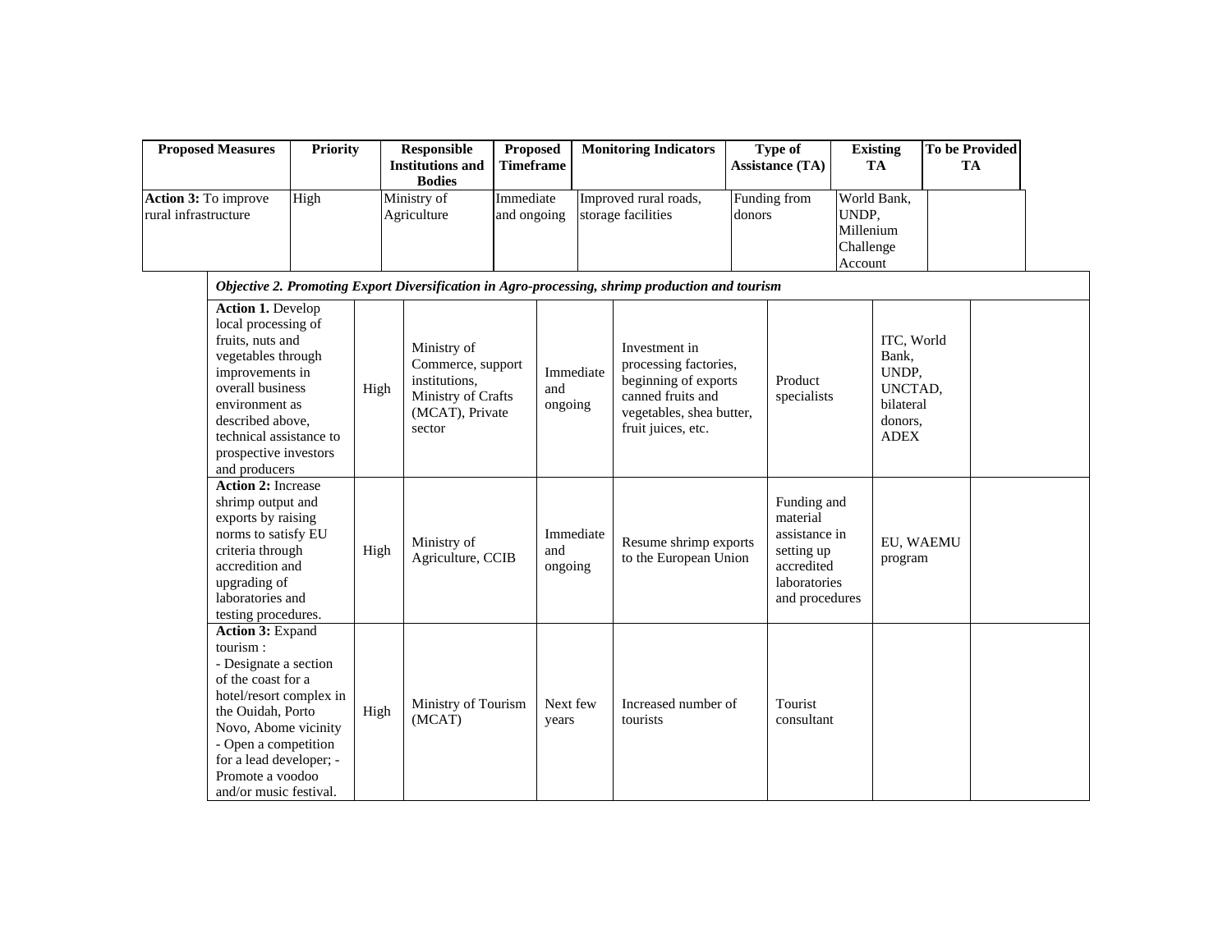| Proposed Measures | Priority | Responsible Institutions and Bodies | Proposed Timeframe | Monitoring Indicators | Type of Assistance (TA) | Existing TA | To be Provided TA |
|---|---|---|---|---|---|---|---|
| **Action 3:** To improve rural infrastructure | High | Ministry of Agriculture | Immediate and ongoing | Improved rural roads, storage facilities | Funding from donors | World Bank, UNDP, Millenium Challenge Account | |
| ***Objective 2. Promoting Export Diversification in Agro-processing, shrimp production and tourism*** | | | | | | | |
| **Action 1.** Develop local processing of fruits, nuts and vegetables through improvements in overall business environment as described above, technical assistance to prospective investors and producers | High | Ministry of Commerce, support institutions, Ministry of Crafts (MCAT), Private sector | Immediate and ongoing | Investment in processing factories, beginning of exports canned fruits and vegetables, shea butter, fruit juices, etc. | Product specialists | ITC, World Bank, UNDP, UNCTAD, bilateral donors, ADEX | |
| **Action 2:** Increase shrimp output and exports by raising norms to satisfy EU criteria through accredition and upgrading of laboratories and testing procedures. | High | Ministry of Agriculture, CCIB | Immediate and ongoing | Resume shrimp exports to the European Union | Funding and material assistance in setting up accredited laboratories and procedures | EU, WAEMU program | |
| **Action 3:** Expand tourism :<br>- Designate a section of the coast for a hotel/resort complex in the Ouidah, Porto Novo, Abome vicinity<br>- Open a competition for a lead developer; - Promote a voodoo and/or music festival. | High | Ministry of Tourism (MCAT) | Next few years | Increased number of tourists | Tourist consultant | | |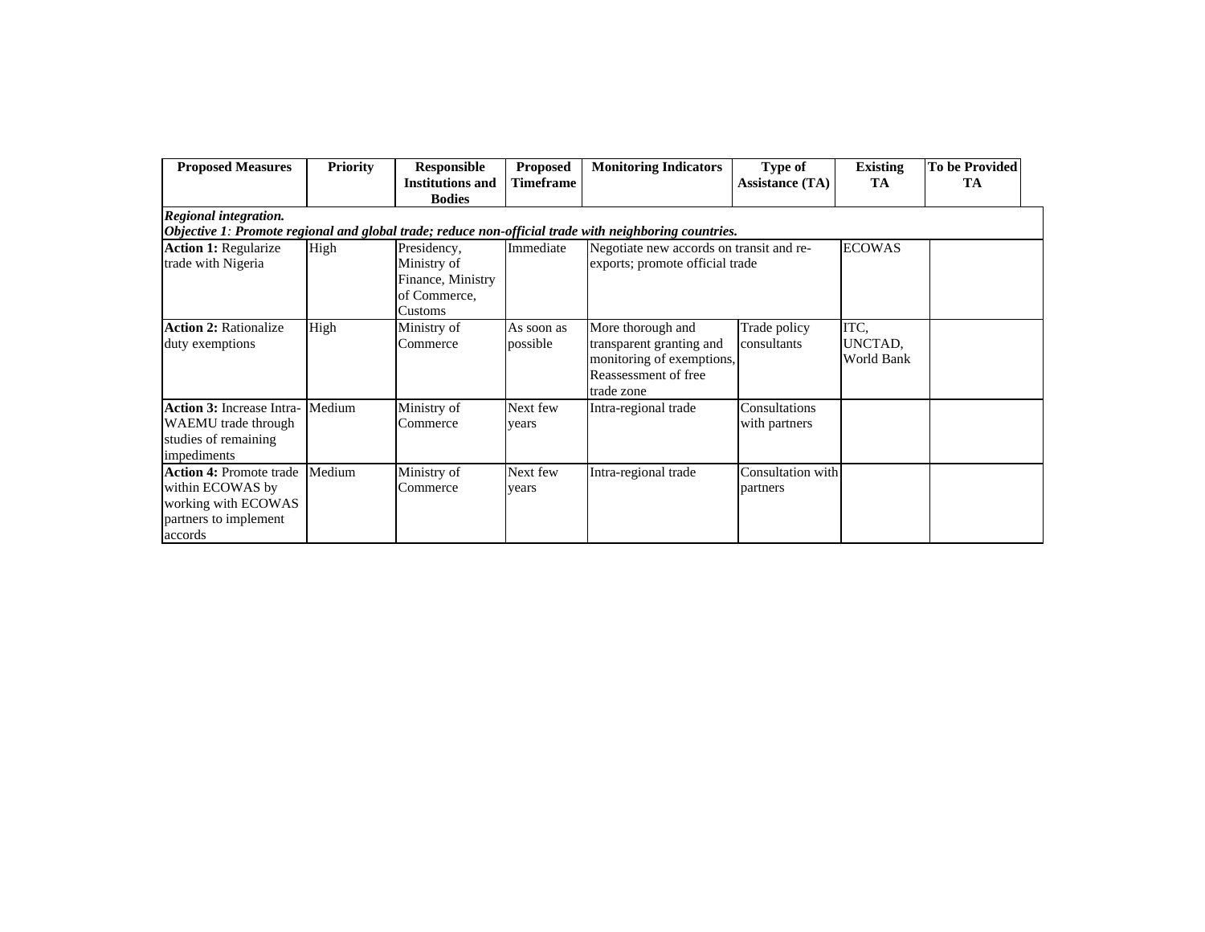| Proposed Measures | Priority | Responsible Institutions and Bodies | Proposed Timeframe | Monitoring Indicators | Type of Assistance (TA) | Existing TA | To be Provided TA |
|---|---|---|---|---|---|---|---|
| ***Regional integration.*** ***Objective 1**: Promote regional and global trade; reduce non-official trade with neighboring countries.* | | | | | | | |
| **Action 1:** Regularize trade with Nigeria | High | Presidency, Ministry of Finance, Ministry of Commerce, Customs | Immediate | Negotiate new accords on transit and re-exports; promote official trade | | ECOWAS | |
| **Action 2:** Rationalize duty exemptions | High | Ministry of Commerce | As soon as possible | More thorough and transparent granting and monitoring of exemptions, Reassessment of free trade zone | Trade policy consultants | ITC, UNCTAD, World Bank | |
| **Action 3:** Increase Intra-WAEMU trade through studies of remaining impediments | Medium | Ministry of Commerce | Next few years | Intra-regional trade | Consultations with partners | | |
| **Action 4:** Promote trade within ECOWAS by working with ECOWAS partners to implement accords | Medium | Ministry of Commerce | Next few years | Intra-regional trade | Consultation with partners | | |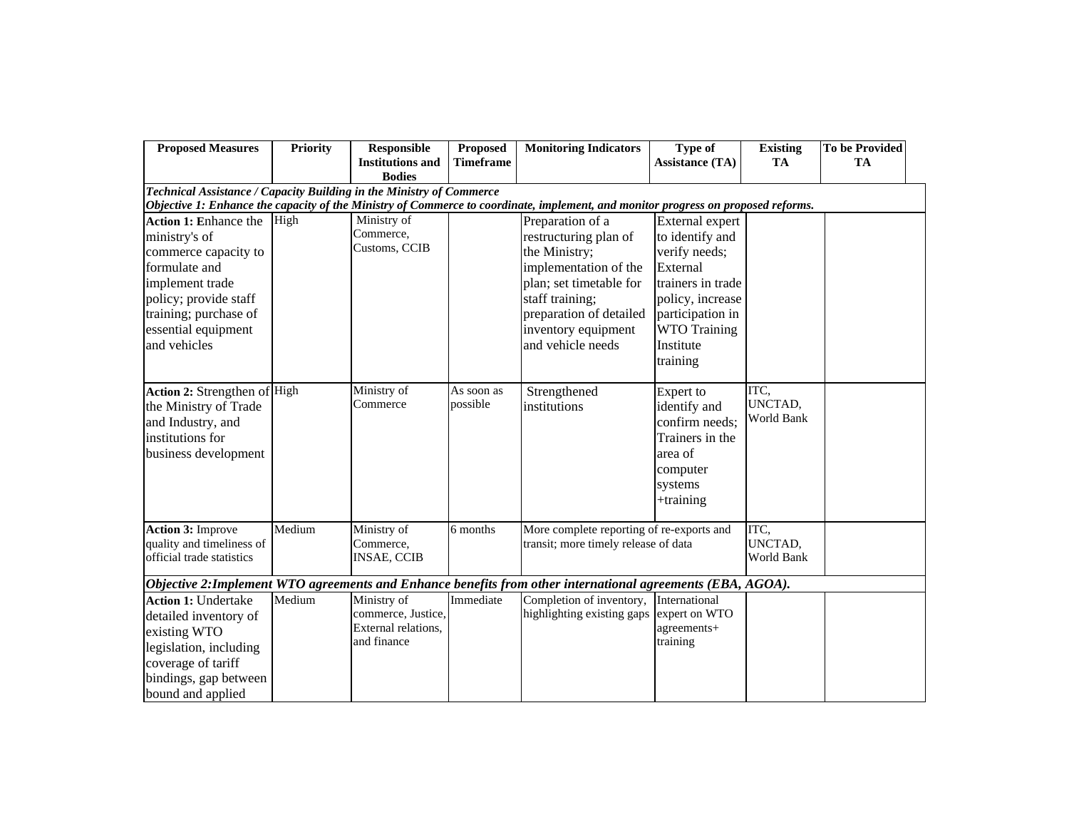| Proposed Measures | Priority | Responsible Institutions and Bodies | Proposed Timeframe | Monitoring Indicators | Type of Assistance (TA) | Existing TA | To be Provided TA |
|---|---|---|---|---|---|---|---|
| ***Technical Assistance / Capacity Building in the Ministry of Commerce*** ***Objective 1: Enhance the capacity of the Ministry of Commerce to coordinate, implement, and monitor progress on proposed reforms.*** | | | | | | | |
| **Action 1:** Enhance the ministry's of commerce capacity to formulate and implement trade policy; provide staff training; purchase of essential equipment and vehicles | High | Ministry of Commerce, Customs, CCIB | | Preparation of a restructuring plan of the Ministry; implementation of the plan; set timetable for staff training; preparation of detailed inventory equipment and vehicle needs | External expert to identify and verify needs; External trainers in trade policy, increase participation in WTO Training Institute training | | |
| **Action 2:** Strengthen of the Ministry of Trade and Industry, and institutions for business development | High | Ministry of Commerce | As soon as possible | Strengthened institutions | Expert to identify and confirm needs; Trainers in the area of computer systems +training | ITC, UNCTAD, World Bank | |
| **Action 3:** Improve quality and timeliness of official trade statistics | Medium | Ministry of Commerce, INSAE, CCIB | 6 months | More complete reporting of re-exports and transit; more timely release of data | | ITC, UNCTAD, World Bank | |
| ***Objective 2:Implement WTO agreements and Enhance benefits from other international agreements (EBA, AGOA).*** | | | | | | | |
| **Action 1:** Undertake detailed inventory of existing WTO legislation, including coverage of tariff bindings, gap between bound and applied | Medium | Ministry of commerce, Justice, External relations, and finance | Immediate | Completion of inventory, highlighting existing gaps | International expert on WTO agreements+ training | | |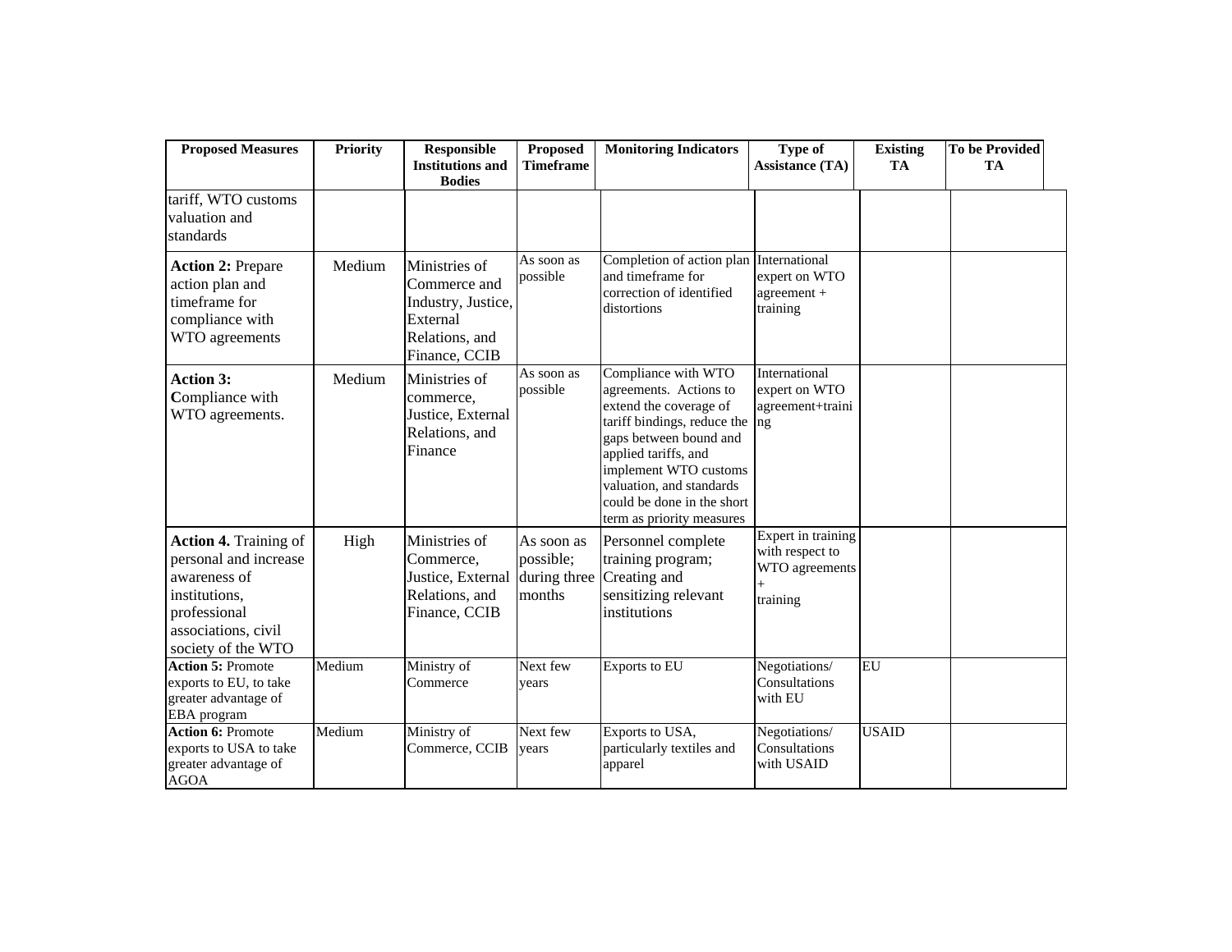| Proposed Measures | Priority | Responsible Institutions and Bodies | Proposed Timeframe | Monitoring Indicators | Type of Assistance (TA) | Existing TA | To be Provided TA |
|---|---|---|---|---|---|---|---|
| tariff, WTO customs valuation and standards | | | | | | | |
| **Action 2:** Prepare action plan and timeframe for compliance with WTO agreements | Medium | Ministries of Commerce and Industry, Justice, External Relations, and Finance, CCIB | As soon as possible | Completion of action plan and timeframe for correction of identified distortions | International expert on WTO agreement + training | | |
| **Action 3:** **C**ompliance with WTO agreements. | Medium | Ministries of commerce, Justice, External Relations, and Finance | As soon as possible | Compliance with WTO agreements. Actions to extend the coverage of tariff bindings, reduce the gaps between bound and applied tariffs, and implement WTO customs valuation, and standards could be done in the short term as priority measures | International expert on WTO agreement+training | | |
| **Action 4.** Training of personal and increase awareness of institutions, professional associations, civil society of the WTO | High | Ministries of Commerce, Justice, External Relations, and Finance, CCIB | As soon as possible; during three months | Personnel complete training program; Creating and sensitizing relevant institutions | Expert in training with respect to WTO agreements + training | | |
| **Action 5:** Promote exports to EU, to take greater advantage of EBA program | Medium | Ministry of Commerce | Next few years | Exports to EU | Negotiations/ Consultations with EU | EU | |
| **Action 6:** Promote exports to USA to take greater advantage of AGOA | Medium | Ministry of Commerce, CCIB | Next few years | Exports to USA, particularly textiles and apparel | Negotiations/ Consultations with USAID | USAID | |